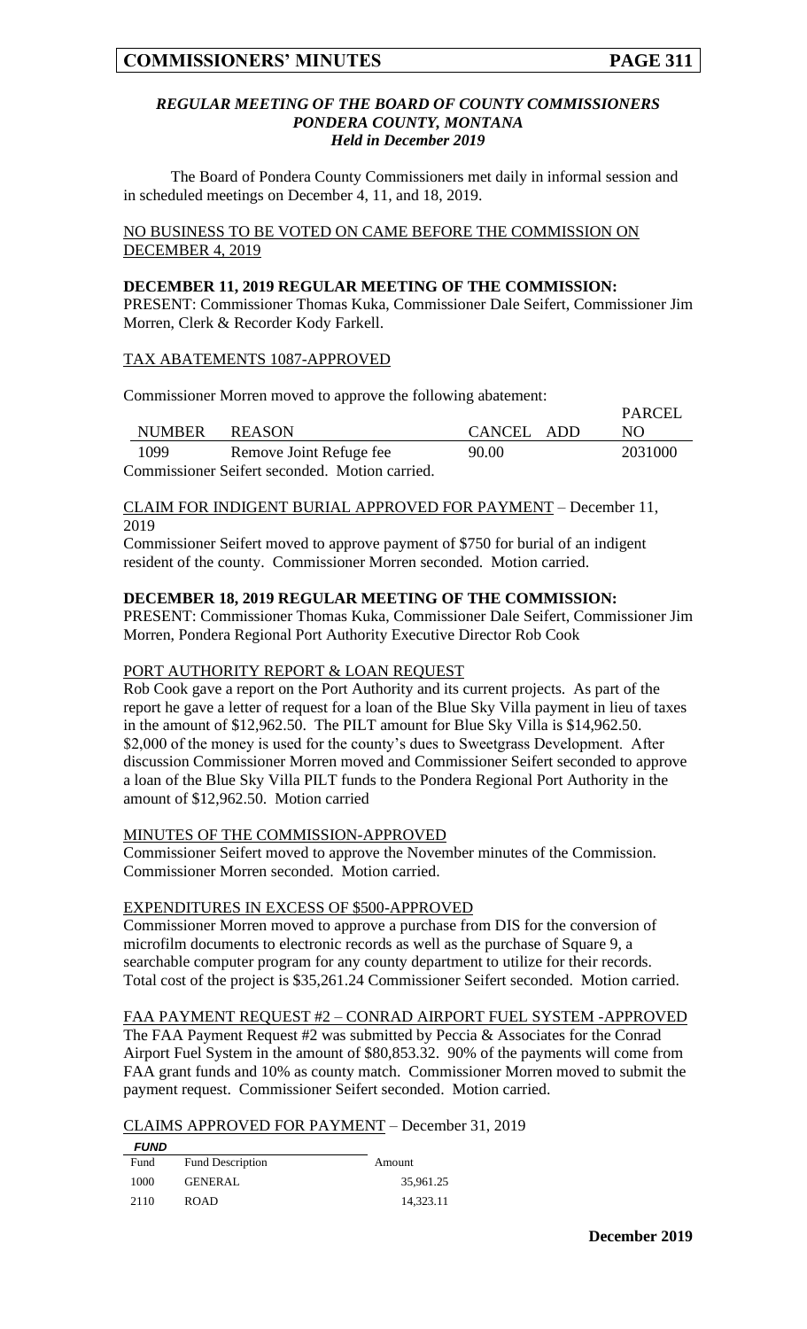### *REGULAR MEETING OF THE BOARD OF COUNTY COMMISSIONERS*
### *PONDERA COUNTY, MONTANA*
### *Held in December 2019*

The Board of Pondera County Commissioners met daily in informal session and in scheduled meetings on December 4, 11, and 18, 2019.

NO BUSINESS TO BE VOTED ON CAME BEFORE THE COMMISSION ON DECEMBER 4, 2019

**DECEMBER 11, 2019 REGULAR MEETING OF THE COMMISSION:**
PRESENT: Commissioner Thomas Kuka, Commissioner Dale Seifert, Commissioner Jim Morren, Clerk & Recorder Kody Farkell.

TAX ABATEMENTS 1087-APPROVED

Commissioner Morren moved to approve the following abatement:

| NUMBER | REASON | CANCEL | ADD | PARCEL NO |
|---|---|---|---|---|
| 1099 | Remove Joint Refuge fee | 90.00 | | 2031000 |

Commissioner Seifert seconded. Motion carried.

CLAIM FOR INDIGENT BURIAL APPROVED FOR PAYMENT – December 11, 2019
Commissioner Seifert moved to approve payment of $750 for burial of an indigent resident of the county. Commissioner Morren seconded. Motion carried.

**DECEMBER 18, 2019 REGULAR MEETING OF THE COMMISSION:**
PRESENT: Commissioner Thomas Kuka, Commissioner Dale Seifert, Commissioner Jim Morren, Pondera Regional Port Authority Executive Director Rob Cook

PORT AUTHORITY REPORT & LOAN REQUEST
Rob Cook gave a report on the Port Authority and its current projects. As part of the report he gave a letter of request for a loan of the Blue Sky Villa payment in lieu of taxes in the amount of $12,962.50. The PILT amount for Blue Sky Villa is $14,962.50. $2,000 of the money is used for the county's dues to Sweetgrass Development. After discussion Commissioner Morren moved and Commissioner Seifert seconded to approve a loan of the Blue Sky Villa PILT funds to the Pondera Regional Port Authority in the amount of $12,962.50. Motion carried

MINUTES OF THE COMMISSION-APPROVED
Commissioner Seifert moved to approve the November minutes of the Commission. Commissioner Morren seconded. Motion carried.

EXPENDITURES IN EXCESS OF $500-APPROVED
Commissioner Morren moved to approve a purchase from DIS for the conversion of microfilm documents to electronic records as well as the purchase of Square 9, a searchable computer program for any county department to utilize for their records. Total cost of the project is $35,261.24 Commissioner Seifert seconded. Motion carried.

FAA PAYMENT REQUEST #2 – CONRAD AIRPORT FUEL SYSTEM -APPROVED
The FAA Payment Request #2 was submitted by Peccia & Associates for the Conrad Airport Fuel System in the amount of $80,853.32. 90% of the payments will come from FAA grant funds and 10% as county match. Commissioner Morren moved to submit the payment request. Commissioner Seifert seconded. Motion carried.

CLAIMS APPROVED FOR PAYMENT – December 31, 2019

***FUND***

| Fund | Fund Description | Amount |
|---|---|---|
| 1000 | GENERAL | 35,961.25 |
| 2110 | ROAD | 14,323.11 |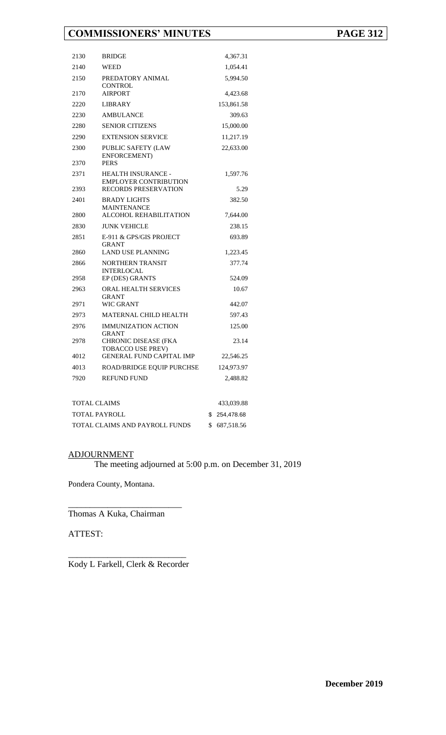| | | |
|---|---|---|
| 2130 | BRIDGE | 4,367.31 |
| 2140 | WEED | 1,054.41 |
| 2150 | PREDATORY ANIMAL CONTROL | 5,994.50 |
| 2170 | AIRPORT | 4,423.68 |
| 2220 | LIBRARY | 153,861.58 |
| 2230 | AMBULANCE | 309.63 |
| 2280 | SENIOR CITIZENS | 15,000.00 |
| 2290 | EXTENSION SERVICE | 11,217.19 |
| 2300 | PUBLIC SAFETY (LAW ENFORCEMENT) | 22,633.00 |
| 2370 | PERS | |
| 2371 | HEALTH INSURANCE - EMPLOYER CONTRIBUTION | 1,597.76 |
| 2393 | RECORDS PRESERVATION | 5.29 |
| 2401 | BRADY LIGHTS MAINTENANCE | 382.50 |
| 2800 | ALCOHOL REHABILITATION | 7,644.00 |
| 2830 | JUNK VEHICLE | 238.15 |
| 2851 | E-911 & GPS/GIS PROJECT GRANT | 693.89 |
| 2860 | LAND USE PLANNING | 1,223.45 |
| 2866 | NORTHERN TRANSIT INTERLOCAL | 377.74 |
| 2958 | EP (DES) GRANTS | 524.09 |
| 2963 | ORAL HEALTH SERVICES GRANT | 10.67 |
| 2971 | WIC GRANT | 442.07 |
| 2973 | MATERNAL CHILD HEALTH | 597.43 |
| 2976 | IMMUNIZATION ACTION GRANT | 125.00 |
| 2978 | CHRONIC DISEASE (FKA TOBACCO USE PREV) | 23.14 |
| 4012 | GENERAL FUND CAPITAL IMP | 22,546.25 |
| 4013 | ROAD/BRIDGE EQUIP PURCHSE | 124,973.97 |
| 7920 | REFUND FUND | 2,488.82 |

| | |
|---|---|
| TOTAL CLAIMS | 433,039.88 |
| TOTAL PAYROLL | $ 254,478.68 |
| TOTAL CLAIMS AND PAYROLL FUNDS | $ 687,518.56 |

ADJOURNMENT

The meeting adjourned at 5:00 p.m. on December 31, 2019

Pondera County, Montana.

\_\_\_\_\_\_\_\_\_\_\_\_\_\_\_\_\_\_\_\_\_\_\_\_\_\_

Thomas A Kuka, Chairman

ATTEST:

\_\_\_\_\_\_\_\_\_\_\_\_\_\_\_\_\_\_\_\_\_\_\_\_\_\_

Kody L Farkell, Clerk & Recorder